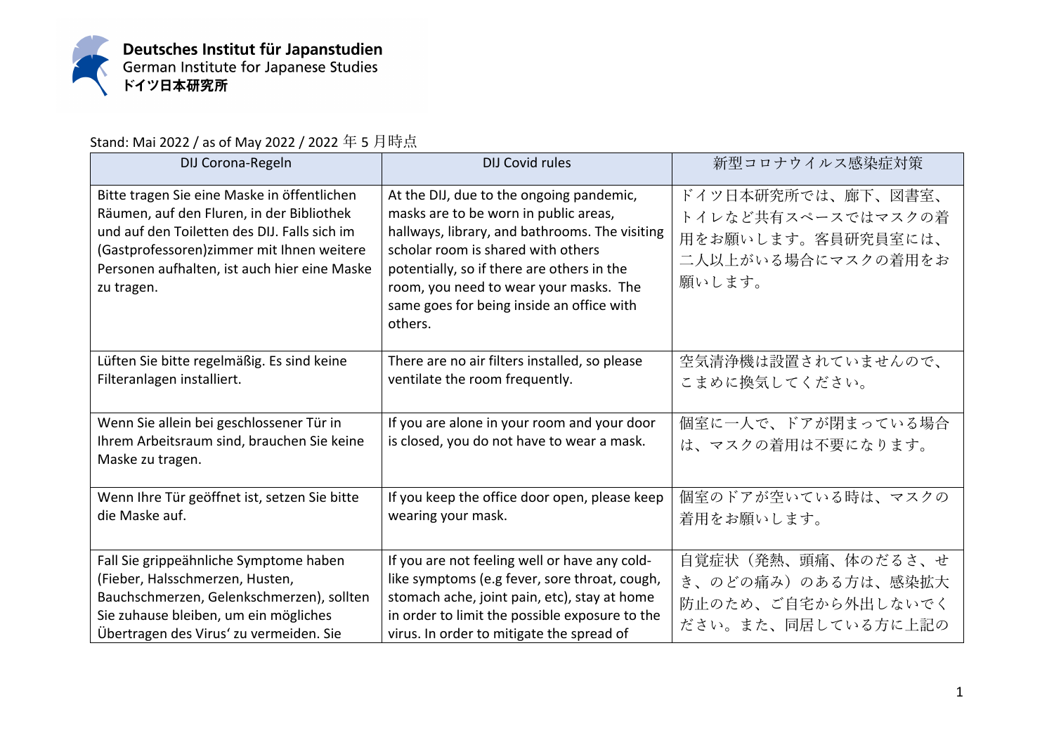**Deutsches Institut für Japanstudien**
German Institute for Japanese Studies
**ドイツ日本研究所**

Stand: Mai 2022 / as of May 2022 / 2022 年 5 月時点

| DIJ Corona-Regeln | DIJ Covid rules | 新型コロナウイルス感染症対策 |
|---|---|---|
| Bitte tragen Sie eine Maske in öffentlichen Räumen, auf den Fluren, in der Bibliothek und auf den Toiletten des DIJ. Falls sich im (Gastprofessoren)zimmer mit Ihnen weitere Personen aufhalten, ist auch hier eine Maske zu tragen. | At the DIJ, due to the ongoing pandemic, masks are to be worn in public areas, hallways, library, and bathrooms. The visiting scholar room is shared with others potentially, so if there are others in the room, you need to wear your masks. The same goes for being inside an office with others. | ドイツ日本研究所では、廊下、図書室、トイレなど共有スペースではマスクの着用をお願いします。客員研究員室には、二人以上がいる場合にマスクの着用をお願いします。 |
| Lüften Sie bitte regelmäßig. Es sind keine Filteranlagen installiert. | There are no air filters installed, so please ventilate the room frequently. | 空気清浄機は設置されていませんので、こまめに換気してください。 |
| Wenn Sie allein bei geschlossener Tür in Ihrem Arbeitsraum sind, brauchen Sie keine Maske zu tragen. | If you are alone in your room and your door is closed, you do not have to wear a mask. | 個室に一人で、ドアが閉まっている場合は、マスクの着用は不要になります。 |
| Wenn Ihre Tür geöffnet ist, setzen Sie bitte die Maske auf. | If you keep the office door open, please keep wearing your mask. | 個室のドアが空いている時は、マスクの着用をお願いします。 |
| Fall Sie grippeähnliche Symptome haben (Fieber, Halsschmerzen, Husten, Bauchschmerzen, Gelenkschmerzen), sollten Sie zuhause bleiben, um ein mögliches Übertragen des Virus' zu vermeiden. Sie | If you are not feeling well or have any cold-like symptoms (e.g fever, sore throat, cough, stomach ache, joint pain, etc), stay at home in order to limit the possible exposure to the virus. In order to mitigate the spread of | 自覚症状（発熱、頭痛、体のだるさ、せき、のどの痛み）のある方は、感染拡大防止のため、ご自宅から外出しないでください。また、同居している方に上記の |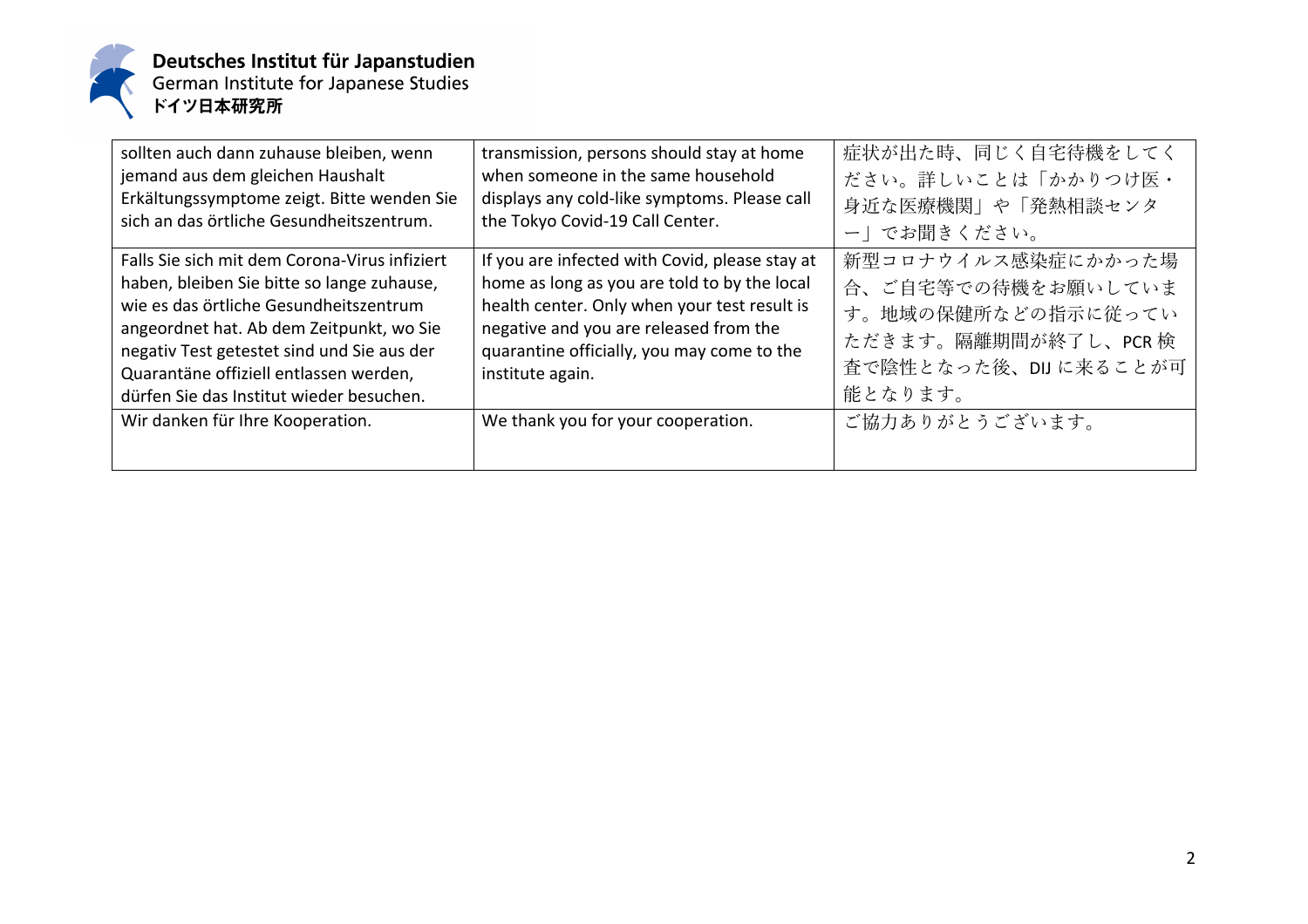| | | |
|---|---|---|
| sollten auch dann zuhause bleiben, wenn jemand aus dem gleichen Haushalt Erkältungssymptome zeigt. Bitte wenden Sie sich an das örtliche Gesundheitszentrum. | transmission, persons should stay at home when someone in the same household displays any cold-like symptoms. Please call the Tokyo Covid-19 Call Center. | 症状が出た時、同じく自宅待機をしてください。詳しいことは「かかりつけ医・身近な医療機関」や「発熱相談センター」でお聞きください。 |
| Falls Sie sich mit dem Corona-Virus infiziert haben, bleiben Sie bitte so lange zuhause, wie es das örtliche Gesundheitszentrum angeordnet hat. Ab dem Zeitpunkt, wo Sie negativ Test getestet sind und Sie aus der Quarantäne offiziell entlassen werden, dürfen Sie das Institut wieder besuchen. | If you are infected with Covid, please stay at home as long as you are told to by the local health center. Only when your test result is negative and you are released from the quarantine officially, you may come to the institute again. | 新型コロナウイルス感染症にかかった場合、ご自宅等での待機をお願いしています。地域の保健所などの指示に従っていただきます。隔離期間が終了し、PCR 検査で陰性となった後、DIJ に来ることが可能となります。 |
| Wir danken für Ihre Kooperation. | We thank you for your cooperation. | ご協力ありがとうございます。 |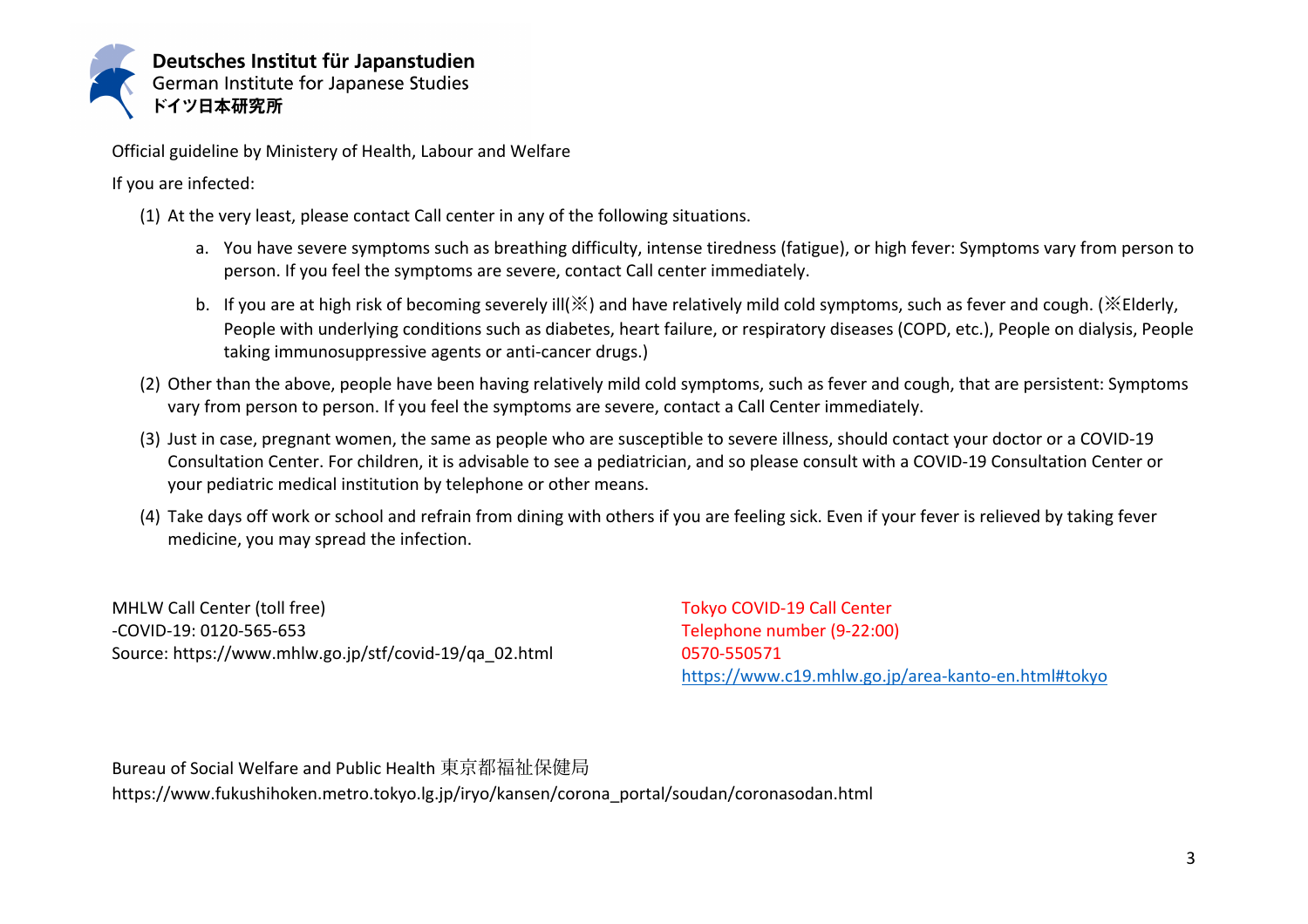Deutsches Institut für Japanstudien
German Institute for Japanese Studies
ドイツ日本研究所

Official guideline by Ministry of Health, Labour and Welfare

If you are infected:

(1) At the very least, please contact Call center in any of the following situations.

   a. You have severe symptoms such as breathing difficulty, intense tiredness (fatigue), or high fever: Symptoms vary from person to person. If you feel the symptoms are severe, contact Call center immediately.

   b. If you are at high risk of becoming severely ill(※) and have relatively mild cold symptoms, such as fever and cough. (※Elderly, People with underlying conditions such as diabetes, heart failure, or respiratory diseases (COPD, etc.), People on dialysis, People taking immunosuppressive agents or anti-cancer drugs.)

(2) Other than the above, people have been having relatively mild cold symptoms, such as fever and cough, that are persistent: Symptoms vary from person to person. If you feel the symptoms are severe, contact a Call Center immediately.

(3) Just in case, pregnant women, the same as people who are susceptible to severe illness, should contact your doctor or a COVID-19 Consultation Center. For children, it is advisable to see a pediatrician, and so please consult with a COVID-19 Consultation Center or your pediatric medical institution by telephone or other means.

(4) Take days off work or school and refrain from dining with others if you are feeling sick. Even if your fever is relieved by taking fever medicine, you may spread the infection.

MHLW Call Center (toll free)
-COVID-19: 0120-565-653
Source: https://www.mhlw.go.jp/stf/covid-19/qa_02.html

Tokyo COVID-19 Call Center
Telephone number (9-22:00)
0570-550571
https://www.c19.mhlw.go.jp/area-kanto-en.html#tokyo

Bureau of Social Welfare and Public Health 東京都福祉保健局
https://www.fukushihoken.metro.tokyo.lg.jp/iryo/kansen/corona_portal/soudan/coronasodan.html